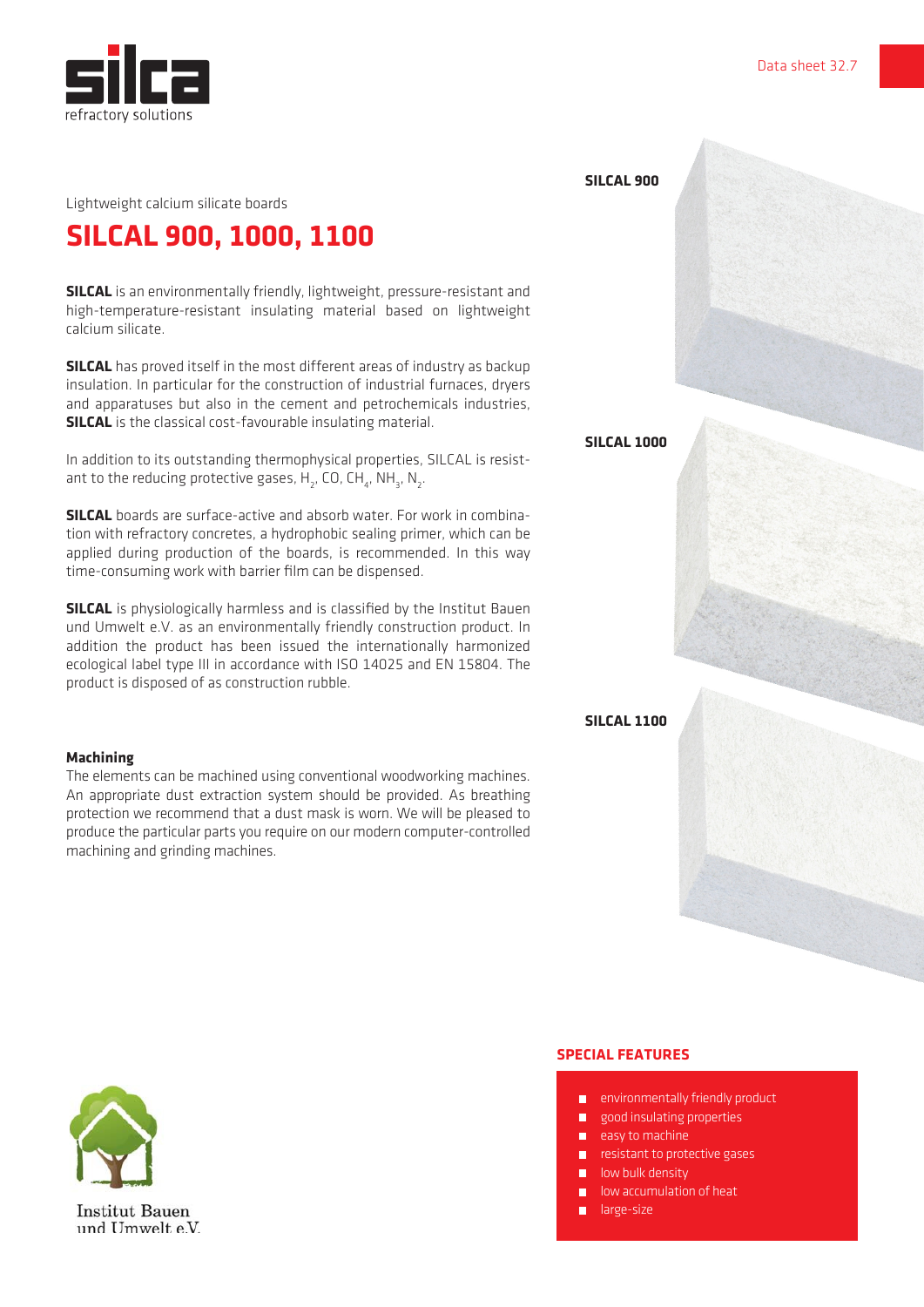Lightweight calcium silicate boards

# SILCAL 900, 1000, 1100

**SILCAL** is an environmentally friendly, lightweight, pressure-resistant and high-temperature-resistant insulating material based on lightweight calcium silicate.

**SILCAL** has proved itself in the most different areas of industry as backup insulation. In particular for the construction of industrial furnaces, dryers and apparatuses but also in the cement and petrochemicals industries, **SILCAL** is the classical cost-favourable insulating material.

In addition to its outstanding thermophysical properties, SILCAL is resistant to the reducing protective gases, $H_2$, CO, $CH_4$, $NH_3$, $N_2$.

**SILCAL** boards are surface-active and absorb water. For work in combination with refractory concretes, a hydrophobic sealing primer, which can be applied during production of the boards, is recommended. In this way time-consuming work with barrier film can be dispensed.

**SILCAL** is physiologically harmless and is classified by the Institut Bauen und Umwelt e.V. as an environmentally friendly construction product. In addition the product has been issued the internationally harmonized ecological label type III in accordance with ISO 14025 and EN 15804. The product is disposed of as construction rubble.

### Machining

The elements can be machined using conventional woodworking machines. An appropriate dust extraction system should be provided. As breathing protection we recommend that a dust mask is worn. We will be pleased to produce the particular parts you require on our modern computer-controlled machining and grinding machines.

**SILCAL 900**

**SILCAL 1000**

**SILCAL 1100**

Institut Bauen und Umwelt e.V.

## SPECIAL FEATURES

- environmentally friendly product
- good insulating properties
- easy to machine
- resistant to protective gases
- low bulk density
- low accumulation of heat
- large-size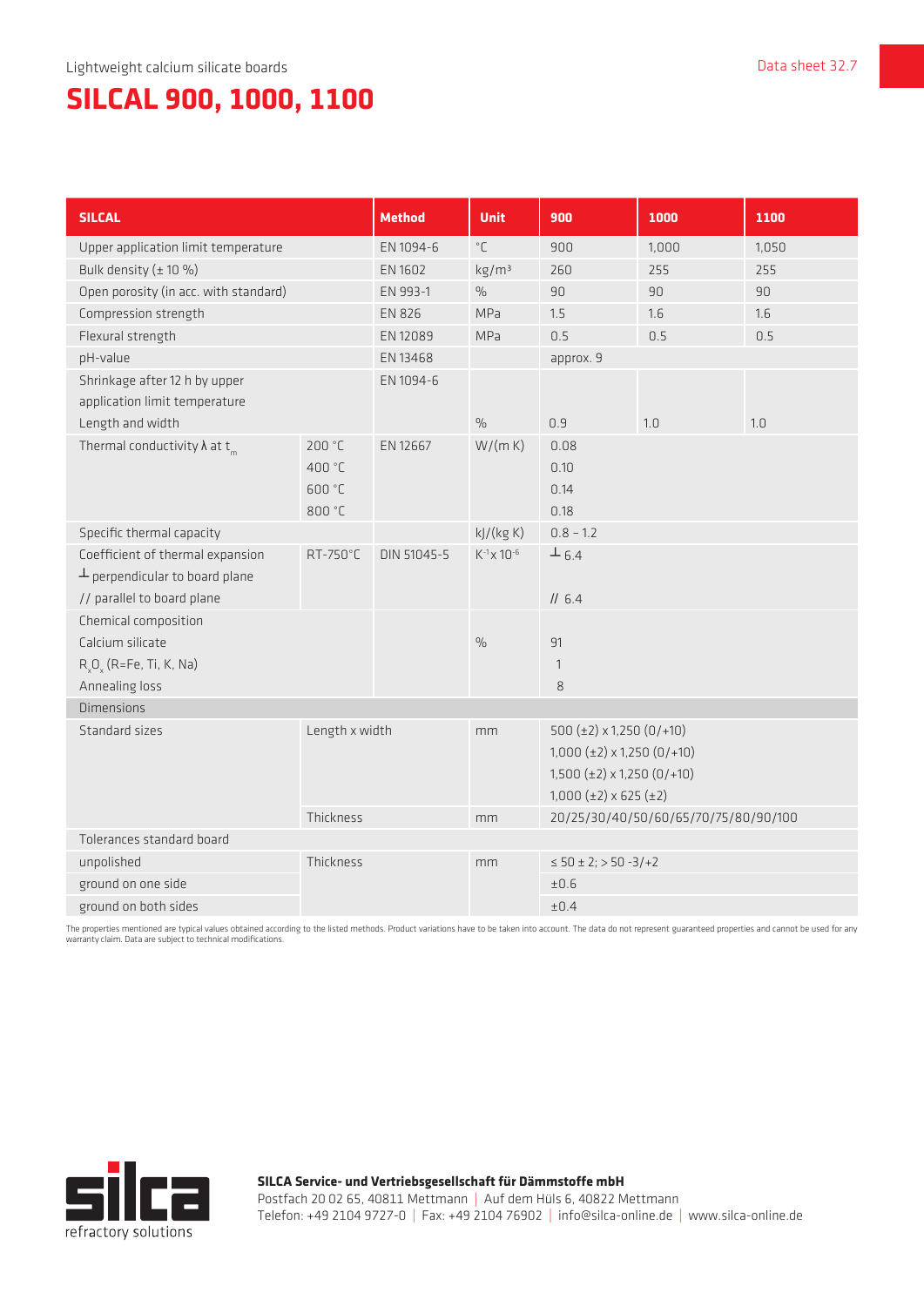Lightweight calcium silicate boards

Data sheet 32.7

# SILCAL 900, 1000, 1100

| SILCAL | | Method | Unit | 900 | 1000 | 1100 |
|---|---|---|---|---|---|---|
| Upper application limit temperature | | EN 1094-6 | °C | 900 | 1,000 | 1,050 |
| Bulk density (± 10 %) | | EN 1602 | kg/m³ | 260 | 255 | 255 |
| Open porosity (in acc. with standard) | | EN 993-1 | % | 90 | 90 | 90 |
| Compression strength | | EN 826 | MPa | 1.5 | 1.6 | 1.6 |
| Flexural strength | | EN 12089 | MPa | 0.5 | 0.5 | 0.5 |
| pH-value | | EN 13468 | | approx. 9 | | |
| Shrinkage after 12 h by upper application limit temperature Length and width | | EN 1094-6 | % | 0.9 | 1.0 | 1.0 |
| Thermal conductivity λ at $t_m$ | 200 °C<br>400 °C<br>600 °C<br>800 °C | EN 12667 | W/(m K) | 0.08<br>0.10<br>0.14<br>0.18 | | |
| Specific thermal capacity | | | kJ/(kg K) | 0.8 – 1.2 | | |
| Coefficient of thermal expansion<br>⊥ perpendicular to board plane<br>// parallel to board plane | RT-750°C | DIN 51045-5 | $K^{-1} x 10^{-6}$ | ⊥ 6.4<br>// 6.4 | | |
| Chemical composition<br>Calcium silicate<br>$R_xO_x$ (R=Fe, Ti, K, Na)<br>Annealing loss | | | % | 91<br>1<br>8 | | |
| Dimensions | | | | | | |
| Standard sizes | Length x width | | mm | 500 (±2) x 1,250 (0/+10)<br>1,000 (±2) x 1,250 (0/+10)<br>1,500 (±2) x 1,250 (0/+10)<br>1,000 (±2) x 625 (±2) | | |
| | Thickness | | mm | 20/25/30/40/50/60/65/70/75/80/90/100 | | |
| Tolerances standard board | | | | | | |
| unpolished | Thickness | | mm | ≤ 50 ± 2; > 50 -3/+2 | | |
| ground on one side | | | | ±0.6 | | |
| ground on both sides | | | | ±0.4 | | |

The properties mentioned are typical values obtained according to the listed methods. Product variations have to be taken into account. The data do not represent guaranteed properties and cannot be used for any warranty claim. Data are subject to technical modifications.

silca refractory solutions

**SILCA Service- und Vertriebsgesellschaft für Dämmstoffe mbH**
Postfach 20 02 65, 40811 Mettmann | Auf dem Hüls 6, 40822 Mettmann
Telefon: +49 2104 9727-0 | Fax: +49 2104 76902 | info@silca-online.de | www.silca-online.de